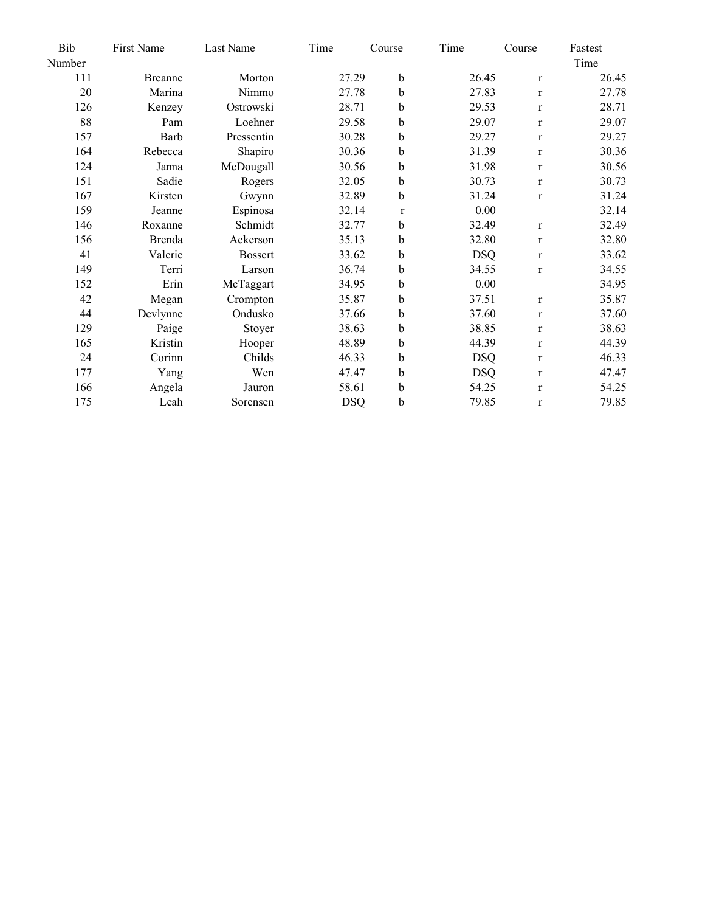| Bib Number | First Name | Last Name | Time | Course | Time | Course | Fastest Time |
|---|---|---|---|---|---|---|---|
| 111 | Breanne | Morton | 27.29 | b | 26.45 | r | 26.45 |
| 20 | Marina | Nimmo | 27.78 | b | 27.83 | r | 27.78 |
| 126 | Kenzey | Ostrowski | 28.71 | b | 29.53 | r | 28.71 |
| 88 | Pam | Loehner | 29.58 | b | 29.07 | r | 29.07 |
| 157 | Barb | Pressentin | 30.28 | b | 29.27 | r | 29.27 |
| 164 | Rebecca | Shapiro | 30.36 | b | 31.39 | r | 30.36 |
| 124 | Janna | McDougall | 30.56 | b | 31.98 | r | 30.56 |
| 151 | Sadie | Rogers | 32.05 | b | 30.73 | r | 30.73 |
| 167 | Kirsten | Gwynn | 32.89 | b | 31.24 | r | 31.24 |
| 159 | Jeanne | Espinosa | 32.14 | r | 0.00 | | 32.14 |
| 146 | Roxanne | Schmidt | 32.77 | b | 32.49 | r | 32.49 |
| 156 | Brenda | Ackerson | 35.13 | b | 32.80 | r | 32.80 |
| 41 | Valerie | Bossert | 33.62 | b | DSQ | r | 33.62 |
| 149 | Terri | Larson | 36.74 | b | 34.55 | r | 34.55 |
| 152 | Erin | McTaggart | 34.95 | b | 0.00 | | 34.95 |
| 42 | Megan | Crompton | 35.87 | b | 37.51 | r | 35.87 |
| 44 | Devlynne | Ondusko | 37.66 | b | 37.60 | r | 37.60 |
| 129 | Paige | Stoyer | 38.63 | b | 38.85 | r | 38.63 |
| 165 | Kristin | Hooper | 48.89 | b | 44.39 | r | 44.39 |
| 24 | Corinn | Childs | 46.33 | b | DSQ | r | 46.33 |
| 177 | Yang | Wen | 47.47 | b | DSQ | r | 47.47 |
| 166 | Angela | Jauron | 58.61 | b | 54.25 | r | 54.25 |
| 175 | Leah | Sorensen | DSQ | b | 79.85 | r | 79.85 |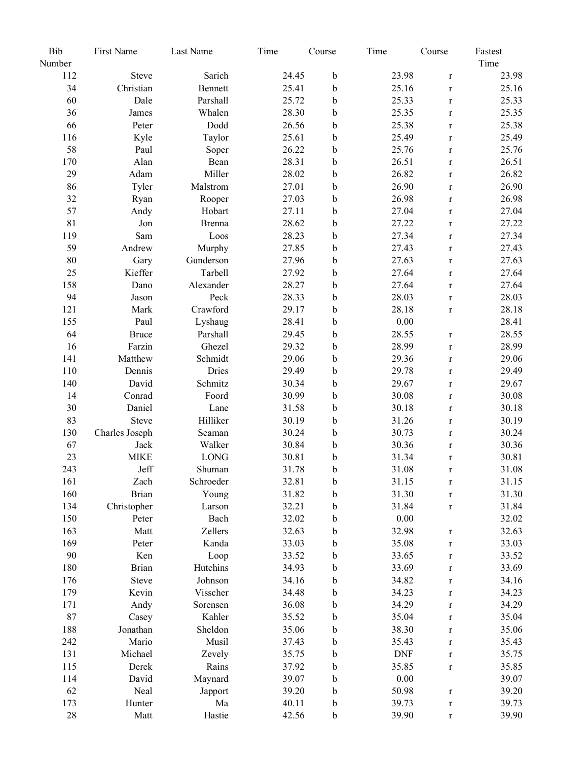| Bib Number | First Name | Last Name | Time | Course | Time | Course | Fastest Time |
|---|---|---|---|---|---|---|---|
| 112 | Steve | Sarich | 24.45 | b | 23.98 | r | 23.98 |
| 34 | Christian | Bennett | 25.41 | b | 25.16 | r | 25.16 |
| 60 | Dale | Parshall | 25.72 | b | 25.33 | r | 25.33 |
| 36 | James | Whalen | 28.30 | b | 25.35 | r | 25.35 |
| 66 | Peter | Dodd | 26.56 | b | 25.38 | r | 25.38 |
| 116 | Kyle | Taylor | 25.61 | b | 25.49 | r | 25.49 |
| 58 | Paul | Soper | 26.22 | b | 25.76 | r | 25.76 |
| 170 | Alan | Bean | 28.31 | b | 26.51 | r | 26.51 |
| 29 | Adam | Miller | 28.02 | b | 26.82 | r | 26.82 |
| 86 | Tyler | Malstrom | 27.01 | b | 26.90 | r | 26.90 |
| 32 | Ryan | Rooper | 27.03 | b | 26.98 | r | 26.98 |
| 57 | Andy | Hobart | 27.11 | b | 27.04 | r | 27.04 |
| 81 | Jon | Brenna | 28.62 | b | 27.22 | r | 27.22 |
| 119 | Sam | Loos | 28.23 | b | 27.34 | r | 27.34 |
| 59 | Andrew | Murphy | 27.85 | b | 27.43 | r | 27.43 |
| 80 | Gary | Gunderson | 27.96 | b | 27.63 | r | 27.63 |
| 25 | Kieffer | Tarbell | 27.92 | b | 27.64 | r | 27.64 |
| 158 | Dano | Alexander | 28.27 | b | 27.64 | r | 27.64 |
| 94 | Jason | Peck | 28.33 | b | 28.03 | r | 28.03 |
| 121 | Mark | Crawford | 29.17 | b | 28.18 | r | 28.18 |
| 155 | Paul | Lyshaug | 28.41 | b | 0.00 | | 28.41 |
| 64 | Bruce | Parshall | 29.45 | b | 28.55 | r | 28.55 |
| 16 | Farzin | Ghezel | 29.32 | b | 28.99 | r | 28.99 |
| 141 | Matthew | Schmidt | 29.06 | b | 29.36 | r | 29.06 |
| 110 | Dennis | Dries | 29.49 | b | 29.78 | r | 29.49 |
| 140 | David | Schmitz | 30.34 | b | 29.67 | r | 29.67 |
| 14 | Conrad | Foord | 30.99 | b | 30.08 | r | 30.08 |
| 30 | Daniel | Lane | 31.58 | b | 30.18 | r | 30.18 |
| 83 | Steve | Hilliker | 30.19 | b | 31.26 | r | 30.19 |
| 130 | Charles Joseph | Seaman | 30.24 | b | 30.73 | r | 30.24 |
| 67 | Jack | Walker | 30.84 | b | 30.36 | r | 30.36 |
| 23 | MIKE | LONG | 30.81 | b | 31.34 | r | 30.81 |
| 243 | Jeff | Shuman | 31.78 | b | 31.08 | r | 31.08 |
| 161 | Zach | Schroeder | 32.81 | b | 31.15 | r | 31.15 |
| 160 | Brian | Young | 31.82 | b | 31.30 | r | 31.30 |
| 134 | Christopher | Larson | 32.21 | b | 31.84 | r | 31.84 |
| 150 | Peter | Bach | 32.02 | b | 0.00 | | 32.02 |
| 163 | Matt | Zellers | 32.63 | b | 32.98 | r | 32.63 |
| 169 | Peter | Kanda | 33.03 | b | 35.08 | r | 33.03 |
| 90 | Ken | Loop | 33.52 | b | 33.65 | r | 33.52 |
| 180 | Brian | Hutchins | 34.93 | b | 33.69 | r | 33.69 |
| 176 | Steve | Johnson | 34.16 | b | 34.82 | r | 34.16 |
| 179 | Kevin | Visscher | 34.48 | b | 34.23 | r | 34.23 |
| 171 | Andy | Sorensen | 36.08 | b | 34.29 | r | 34.29 |
| 87 | Casey | Kahler | 35.52 | b | 35.04 | r | 35.04 |
| 188 | Jonathan | Sheldon | 35.06 | b | 38.30 | r | 35.06 |
| 242 | Mario | Musil | 37.43 | b | 35.43 | r | 35.43 |
| 131 | Michael | Zevely | 35.75 | b | DNF | r | 35.75 |
| 115 | Derek | Rains | 37.92 | b | 35.85 | r | 35.85 |
| 114 | David | Maynard | 39.07 | b | 0.00 | | 39.07 |
| 62 | Neal | Japport | 39.20 | b | 50.98 | r | 39.20 |
| 173 | Hunter | Ma | 40.11 | b | 39.73 | r | 39.73 |
| 28 | Matt | Hastie | 42.56 | b | 39.90 | r | 39.90 |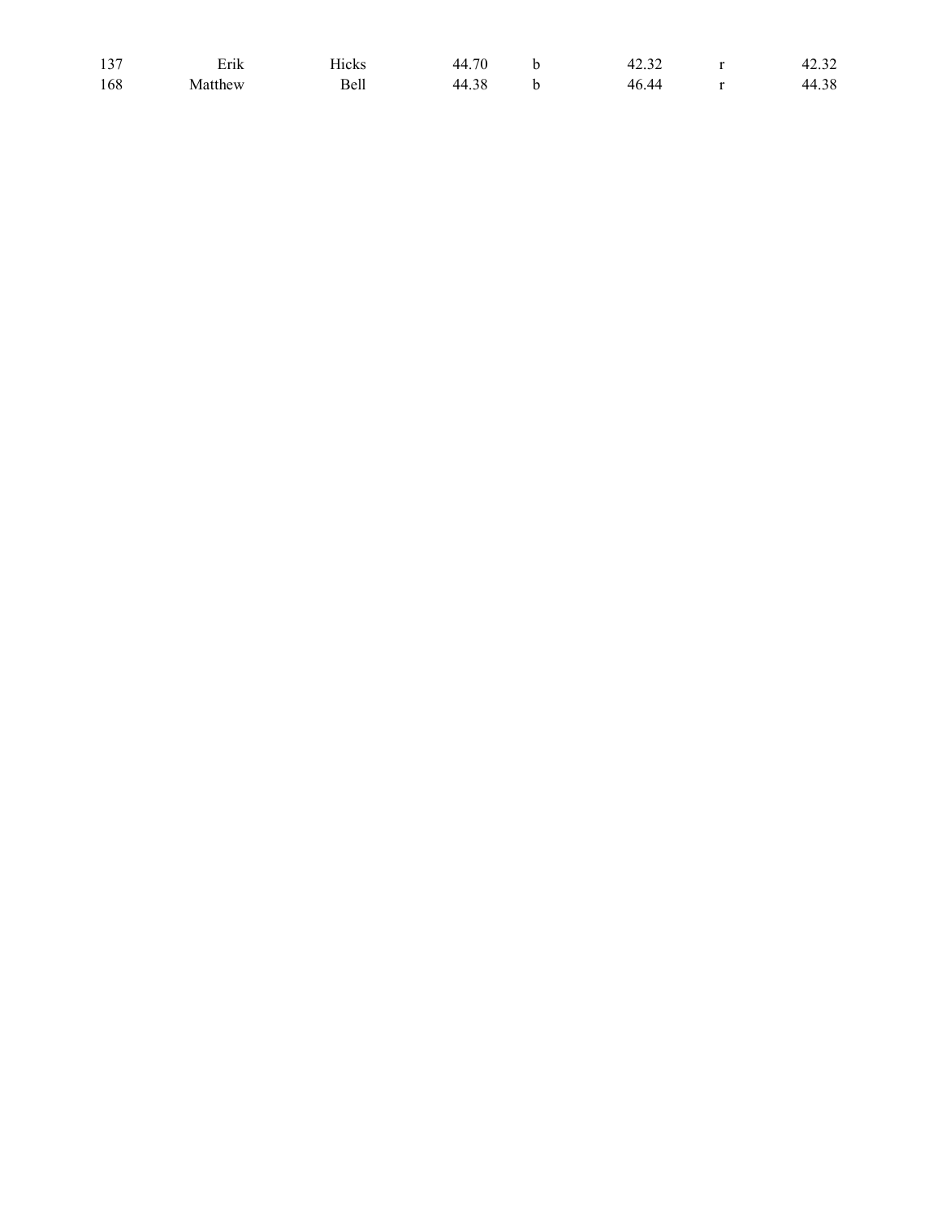| | | | | | | | |
|---|---|---|---|---|---|---|---|
| 137 | Erik | Hicks | 44.70 | b | 42.32 | r | 42.32 |
| 168 | Matthew | Bell | 44.38 | b | 46.44 | r | 44.38 |